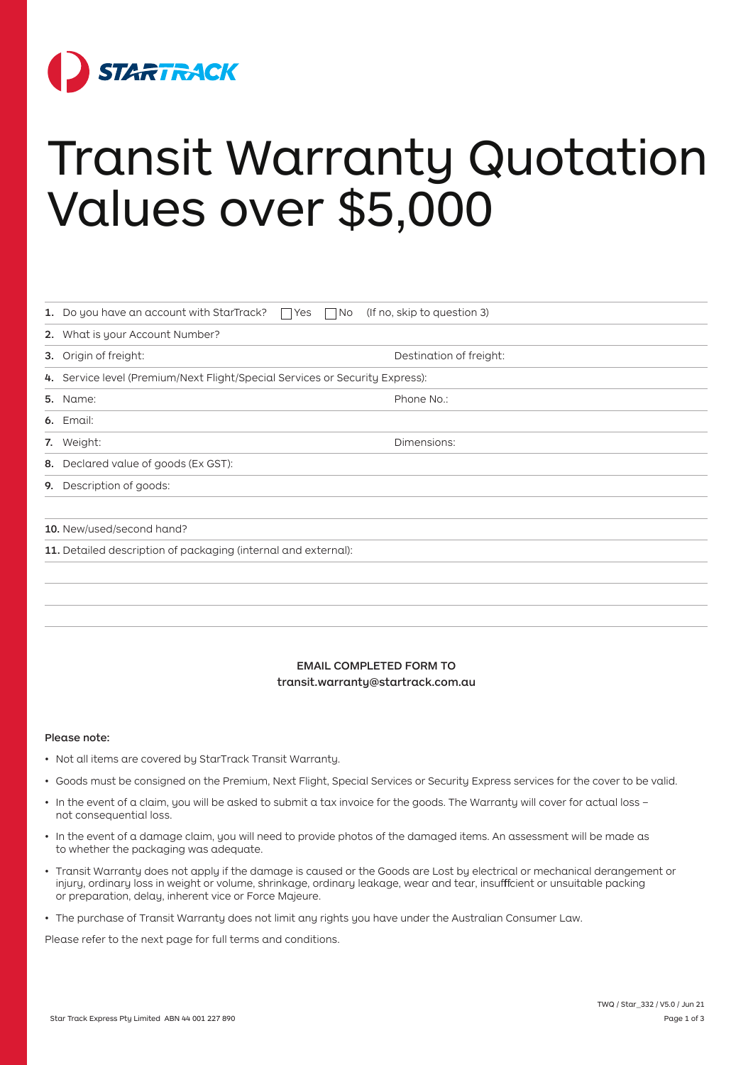STARTRACK

# Transit Warranty Quotation Values over $5,000

1. Do you have an account with StarTrack? ☐ Yes ☐ No (If no, skip to question 3)
2. What is your Account Number?
3. Origin of freight: Destination of freight:
4. Service level (Premium/Next Flight/Special Services or Security Express):
5. Name: Phone No.:
6. Email:
7. Weight: Dimensions:
8. Declared value of goods (Ex GST):
9. Description of goods:
10. New/used/second hand?
11. Detailed description of packaging (internal and external):

**EMAIL COMPLETED FORM TO**
**transit.warranty@startrack.com.au**

**Please note:**

- Not all items are covered by StarTrack Transit Warranty.
- Goods must be consigned on the Premium, Next Flight, Special Services or Security Express services for the cover to be valid.
- In the event of a claim, you will be asked to submit a tax invoice for the goods. The Warranty will cover for actual loss – not consequential loss.
- In the event of a damage claim, you will need to provide photos of the damaged items. An assessment will be made as to whether the packaging was adequate.
- Transit Warranty does not apply if the damage is caused or the Goods are Lost by electrical or mechanical derangement or injury, ordinary loss in weight or volume, shrinkage, ordinary leakage, wear and tear, insufficient or unsuitable packing or preparation, delay, inherent vice or Force Majeure.
- The purchase of Transit Warranty does not limit any rights you have under the Australian Consumer Law.

Please refer to the next page for full terms and conditions.

Star Track Express Pty Limited ABN 44 001 227 890

TWQ / Star_332 / V5.0 / Jun 21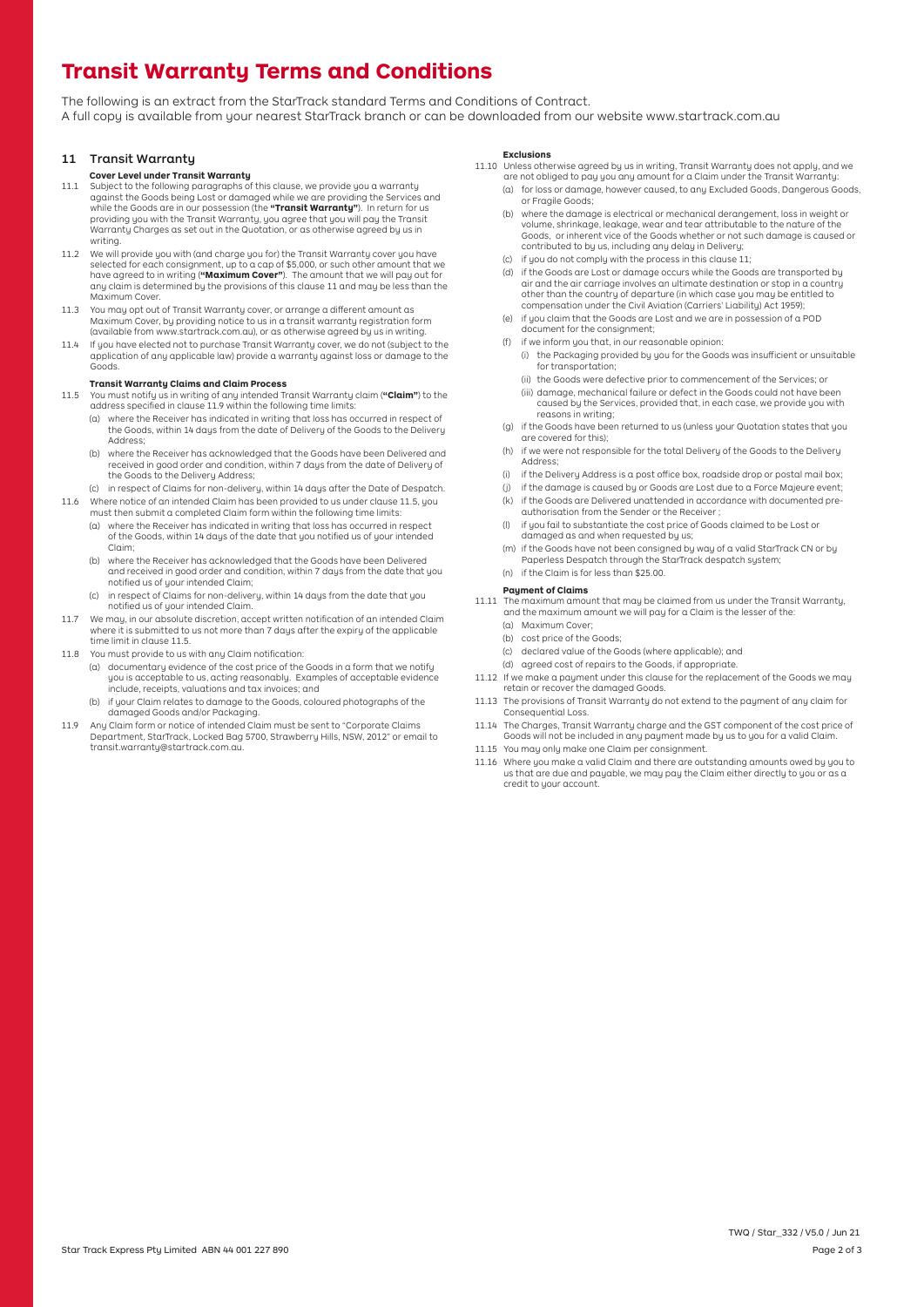# Transit Warranty Terms and Conditions

The following is an extract from the StarTrack standard Terms and Conditions of Contract.
A full copy is available from your nearest StarTrack branch or can be downloaded from our website www.startrack.com.au

## 11 Transit Warranty

### Cover Level under Transit Warranty

11.1 Subject to the following paragraphs of this clause, we provide you a warranty against the Goods being Lost or damaged while we are providing the Services and while the Goods are in our possession (the **"Transit Warranty"**). In return for us providing you with the Transit Warranty, you agree that you will pay the Transit Warranty Charges as set out in the Quotation, or as otherwise agreed by us in writing.

11.2 We will provide you with (and charge you for) the Transit Warranty cover you have selected for each consignment, up to a cap of $5,000, or such other amount that we have agreed to in writing (**"Maximum Cover"**). The amount that we will pay out for any claim is determined by the provisions of this clause 11 and may be less than the Maximum Cover.

11.3 You may opt out of Transit Warranty cover, or arrange a different amount as Maximum Cover, by providing notice to us in a transit warranty registration form (available from www.startrack.com.au), or as otherwise agreed by us in writing.

11.4 If you have elected not to purchase Transit Warranty cover, we do not (subject to the application of any applicable law) provide a warranty against loss or damage to the Goods.

### Transit Warranty Claims and Claim Process

11.5 You must notify us in writing of any intended Transit Warranty claim (**"Claim"**) to the address specified in clause 11.9 within the following time limits:

(a) where the Receiver has indicated in writing that loss has occurred in respect of the Goods, within 14 days from the date of Delivery of the Goods to the Delivery Address;

(b) where the Receiver has acknowledged that the Goods have been Delivered and received in good order and condition, within 7 days from the date of Delivery of the Goods to the Delivery Address;

(c) in respect of Claims for non-delivery, within 14 days after the Date of Despatch.

11.6 Where notice of an intended Claim has been provided to us under clause 11.5, you must then submit a completed Claim form within the following time limits:

(a) where the Receiver has indicated in writing that loss has occurred in respect of the Goods, within 14 days of the date that you notified us of your intended Claim;

(b) where the Receiver has acknowledged that the Goods have been Delivered and received in good order and condition, within 7 days from the date that you notified us of your intended Claim;

(c) in respect of Claims for non-delivery, within 14 days from the date that you notified us of your intended Claim.

11.7 We may, in our absolute discretion, accept written notification of an intended Claim where it is submitted to us not more than 7 days after the expiry of the applicable time limit in clause 11.5.

11.8 You must provide to us with any Claim notification:

(a) documentary evidence of the cost price of the Goods in a form that we notify you is acceptable to us, acting reasonably. Examples of acceptable evidence include, receipts, valuations and tax invoices; and

(b) if your Claim relates to damage to the Goods, coloured photographs of the damaged Goods and/or Packaging.

11.9 Any Claim form or notice of intended Claim must be sent to "Corporate Claims Department, StarTrack, Locked Bag 5700, Strawberry Hills, NSW, 2012" or email to transit.warranty@startrack.com.au.

### Exclusions

11.10 Unless otherwise agreed by us in writing, Transit Warranty does not apply, and we are not obliged to pay you any amount for a Claim under the Transit Warranty:

(a) for loss or damage, however caused, to any Excluded Goods, Dangerous Goods, or Fragile Goods;

(b) where the damage is electrical or mechanical derangement, loss in weight or volume, shrinkage, leakage, wear and tear attributable to the nature of the Goods, or inherent vice of the Goods whether or not such damage is caused or contributed to by us, including any delay in Delivery;

(c) if you do not comply with the process in this clause 11;

(d) if the Goods are Lost or damage occurs while the Goods are transported by air and the air carriage involves an ultimate destination or stop in a country other than the country of departure (in which case you may be entitled to compensation under the Civil Aviation (Carriers' Liability) Act 1959);

(e) if you claim that the Goods are Lost and we are in possession of a POD document for the consignment;

(f) if we inform you that, in our reasonable opinion:

(i) the Packaging provided by you for the Goods was insufficient or unsuitable for transportation;

(ii) the Goods were defective prior to commencement of the Services; or

(iii) damage, mechanical failure or defect in the Goods could not have been caused by the Services, provided that, in each case, we provide you with reasons in writing;

(g) if the Goods have been returned to us (unless your Quotation states that you are covered for this);

(h) if we were not responsible for the total Delivery of the Goods to the Delivery Address;

(i) if the Delivery Address is a post office box, roadside drop or postal mail box;

(j) if the damage is caused by or Goods are Lost due to a Force Majeure event;

(k) if the Goods are Delivered unattended in accordance with documented pre-authorisation from the Sender or the Receiver ;

(l) if you fail to substantiate the cost price of Goods claimed to be Lost or damaged as and when requested by us;

(m) if the Goods have not been consigned by way of a valid StarTrack CN or by Paperless Despatch through the StarTrack despatch system;

(n) if the Claim is for less than $25.00.

### Payment of Claims

11.11 The maximum amount that may be claimed from us under the Transit Warranty, and the maximum amount we will pay for a Claim is the lesser of the:

(a) Maximum Cover;

(b) cost price of the Goods;

(c) declared value of the Goods (where applicable); and

(d) agreed cost of repairs to the Goods, if appropriate.

11.12 If we make a payment under this clause for the replacement of the Goods we may retain or recover the damaged Goods.

11.13 The provisions of Transit Warranty do not extend to the payment of any claim for Consequential Loss.

11.14 The Charges, Transit Warranty charge and the GST component of the cost price of Goods will not be included in any payment made by us to you for a valid Claim.

11.15 You may only make one Claim per consignment.

11.16 Where you make a valid Claim and there are outstanding amounts owed by you to us that are due and payable, we may pay the Claim either directly to you or as a credit to your account.

TWQ / Star_332 / V5.0 / Jun 21

Star Track Express Pty Limited ABN 44 001 227 890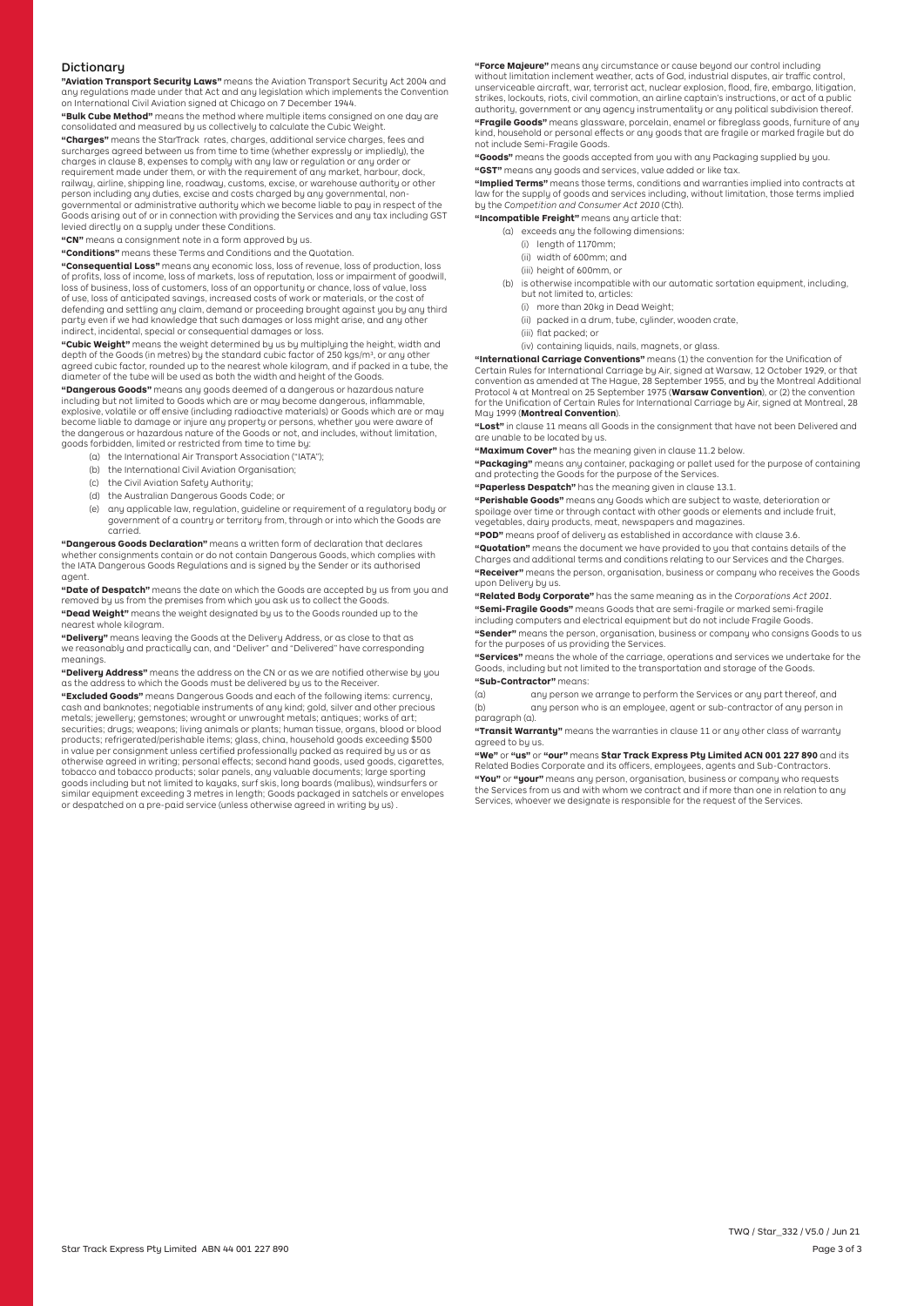## Dictionary

**"Aviation Transport Security Laws"** means the Aviation Transport Security Act 2004 and any regulations made under that Act and any legislation which implements the Convention on International Civil Aviation signed at Chicago on 7 December 1944.

**"Bulk Cube Method"** means the method where multiple items consigned on one day are consolidated and measured by us collectively to calculate the Cubic Weight.

**"Charges"** means the StarTrack rates, charges, additional service charges, fees and surcharges agreed between us from time to time (whether expressly or impliedly), the charges in clause 8, expenses to comply with any law or regulation or any order or requirement made under them, or with the requirement of any market, harbour, dock, railway, airline, shipping line, roadway, customs, excise, or warehouse authority or other person including any duties, excise and costs charged by any governmental, non-governmental or administrative authority which we become liable to pay in respect of the Goods arising out of or in connection with providing the Services and any tax including GST levied directly on a supply under these Conditions.

**"CN"** means a consignment note in a form approved by us.

**"Conditions"** means these Terms and Conditions and the Quotation.

**"Consequential Loss"** means any economic loss, loss of revenue, loss of production, loss of profits, loss of income, loss of markets, loss of reputation, loss or impairment of goodwill, loss of business, loss of customers, loss of an opportunity or chance, loss of value, loss of use, loss of anticipated savings, increased costs of work or materials, or the cost of defending and settling any claim, demand or proceeding brought against you by any third party even if we had knowledge that such damages or loss might arise, and any other indirect, incidental, special or consequential damages or loss.

**"Cubic Weight"** means the weight determined by us by multiplying the height, width and depth of the Goods (in metres) by the standard cubic factor of 250 kgs/m³, or any other agreed cubic factor, rounded up to the nearest whole kilogram, and if packed in a tube, the diameter of the tube will be used as both the width and height of the Goods.

**"Dangerous Goods"** means any goods deemed of a dangerous or hazardous nature including but not limited to Goods which are or may become dangerous, inflammable, explosive, volatile or offensive (including radioactive materials) or Goods which are or may become liable to damage or injure any property or persons, whether you were aware of the dangerous or hazardous nature of the Goods or not, and includes, without limitation, goods forbidden, limited or restricted from time to time by:

- (a) the International Air Transport Association ("IATA");
- (b) the International Civil Aviation Organisation;
- (c) the Civil Aviation Safety Authority;
- (d) the Australian Dangerous Goods Code; or
- (e) any applicable law, regulation, guideline or requirement of a regulatory body or government of a country or territory from, through or into which the Goods are carried.

**"Dangerous Goods Declaration"** means a written form of declaration that declares whether consignments contain or do not contain Dangerous Goods, which complies with the IATA Dangerous Goods Regulations and is signed by the Sender or its authorised agent.

**"Date of Despatch"** means the date on which the Goods are accepted by us from you and removed by us from the premises from which you ask us to collect the Goods.

**"Dead Weight"** means the weight designated by us to the Goods rounded up to the nearest whole kilogram.

**"Delivery"** means leaving the Goods at the Delivery Address, or as close to that as we reasonably and practically can, and "Deliver" and "Delivered" have corresponding meanings.

**"Delivery Address"** means the address on the CN or as we are notified otherwise by you as the address to which the Goods must be delivered by us to the Receiver.

**"Excluded Goods"** means Dangerous Goods and each of the following items: currency, cash and banknotes; negotiable instruments of any kind; gold, silver and other precious metals; jewellery; gemstones; wrought or unwrought metals; antiques; works of art; securities; drugs; weapons; living animals or plants; human tissue, organs, blood or blood products; refrigerated/perishable items; glass, china, household goods exceeding $500 in value per consignment unless certified professionally packed as required by us or as otherwise agreed in writing; personal effects; second hand goods, used goods, cigarettes, tobacco and tobacco products; solar panels, any valuable documents; large sporting goods including but not limited to kayaks, surf skis, long boards (malibus), windsurfers or similar equipment exceeding 3 metres in length; Goods packaged in satchels or envelopes or despatched on a pre-paid service (unless otherwise agreed in writing by us).

**"Force Majeure"** means any circumstance or cause beyond our control including without limitation inclement weather, acts of God, industrial disputes, air traffic control, unserviceable aircraft, war, terrorist act, nuclear explosion, flood, fire, embargo, litigation, strikes, lockouts, riots, civil commotion, an airline captain's instructions, or act of a public authority, government or any agency instrumentality or any political subdivision thereof.

**"Fragile Goods"** means glassware, porcelain, enamel or fibreglass goods, furniture of any kind, household or personal effects or any goods that are fragile or marked fragile but do not include Semi-Fragile Goods.

**"Goods"** means the goods accepted from you with any Packaging supplied by you.

**"GST"** means any goods and services, value added or like tax.

**"Implied Terms"** means those terms, conditions and warranties implied into contracts at law for the supply of goods and services including, without limitation, those terms implied by the *Competition and Consumer Act 2010* (Cth).

**"Incompatible Freight"** means any article that:

- (a) exceeds any the following dimensions:
  - (i) length of 1170mm;
  - (ii) width of 600mm; and
  - (iii) height of 600mm, or
- (b) is otherwise incompatible with our automatic sortation equipment, including, but not limited to, articles:
  - (i) more than 20kg in Dead Weight;
  - (ii) packed in a drum, tube, cylinder, wooden crate,
  - (iii) flat packed; or
  - (iv) containing liquids, nails, magnets, or glass.

**"International Carriage Conventions"** means (1) the convention for the Unification of Certain Rules for International Carriage by Air, signed at Warsaw, 12 October 1929, or that convention as amended at The Hague, 28 September 1955, and by the Montreal Additional Protocol 4 at Montreal on 25 September 1975 (**Warsaw Convention**), or (2) the convention for the Unification of Certain Rules for International Carriage by Air, signed at Montreal, 28 May 1999 (**Montreal Convention**).

**"Lost"** in clause 11 means all Goods in the consignment that have not been Delivered and are unable to be located by us.

**"Maximum Cover"** has the meaning given in clause 11.2 below.

**"Packaging"** means any container, packaging or pallet used for the purpose of containing and protecting the Goods for the purpose of the Services.

**"Paperless Despatch"** has the meaning given in clause 13.1.

**"Perishable Goods"** means any Goods which are subject to waste, deterioration or spoilage over time or through contact with other goods or elements and include fruit, vegetables, dairy products, meat, newspapers and magazines.

**"POD"** means proof of delivery as established in accordance with clause 3.6.

**"Quotation"** means the document we have provided to you that contains details of the Charges and additional terms and conditions relating to our Services and the Charges.

**"Receiver"** means the person, organisation, business or company who receives the Goods upon Delivery by us.

**"Related Body Corporate"** has the same meaning as in the *Corporations Act 2001*.

**"Semi-Fragile Goods"** means Goods that are semi-fragile or marked semi-fragile including computers and electrical equipment but do not include Fragile Goods.

**"Sender"** means the person, organisation, business or company who consigns Goods to us for the purposes of us providing the Services.

**"Services"** means the whole of the carriage, operations and services we undertake for the Goods, including but not limited to the transportation and storage of the Goods.

**"Sub-Contractor"** means:

(a) any person we arrange to perform the Services or any part thereof, and

(b) any person who is an employee, agent or sub-contractor of any person in paragraph (a).

**"Transit Warranty"** means the warranties in clause 11 or any other class of warranty agreed to by us.

**"We"** or **"us"** or **"our"** means **Star Track Express Pty Limited ACN 001 227 890** and its Related Bodies Corporate and its officers, employees, agents and Sub-Contractors.

**"You"** or **"your"** means any person, organisation, business or company who requests the Services from us and with whom we contract and if more than one in relation to any Services, whoever we designate is responsible for the request of the Services.